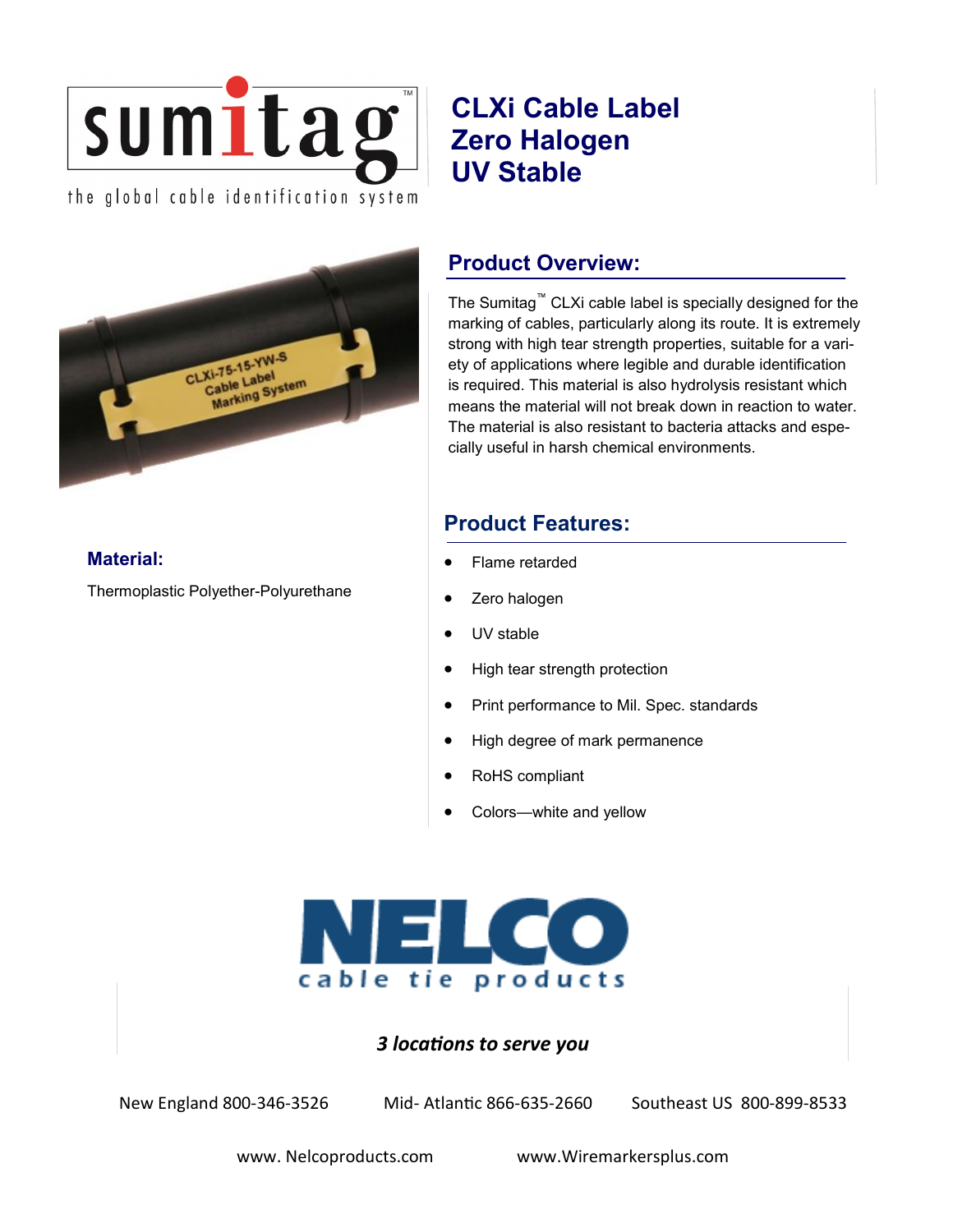sumitag™

the global cable identification system

# CLXi Cable Label Zero Halogen UV Stable

## Product Overview:

The Sumitag™ CLXi cable label is specially designed for the marking of cables, particularly along its route. It is extremely strong with high tear strength properties, suitable for a variety of applications where legible and durable identification is required. This material is also hydrolysis resistant which means the material will not break down in reaction to water. The material is also resistant to bacteria attacks and especially useful in harsh chemical environments.

## Material:

Thermoplastic Polyether-Polyurethane

## Product Features:

- Flame retarded
- Zero halogen
- UV stable
- High tear strength protection
- Print performance to Mil. Spec. standards
- High degree of mark permanence
- RoHS compliant
- Colors—white and yellow

NELCO

cable tie products

*3 locations to serve you*

New England 800-346-3526 Mid- Atlantic 866-635-2660 Southeast US 800-899-8533

www. Nelcoproducts.com www.Wiremarkersplus.com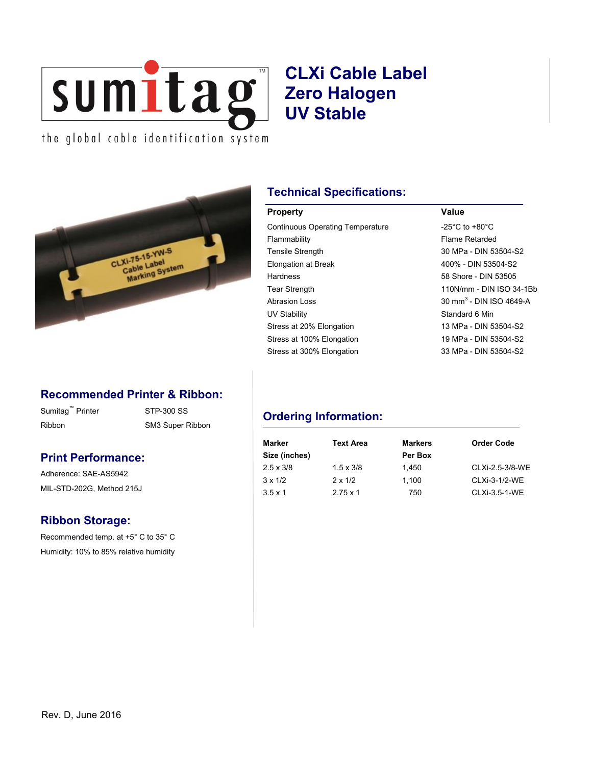sumitag™

the global cable identification system

# CLXi Cable Label
# Zero Halogen
# UV Stable

## Technical Specifications:

| Property | Value |
|---|---|
| Continuous Operating Temperature | -25°C to +80°C |
| Flammability | Flame Retarded |
| Tensile Strength | 30 MPa - DIN 53504-S2 |
| Elongation at Break | 400% - DIN 53504-S2 |
| Hardness | 58 Shore - DIN 53505 |
| Tear Strength | 110N/mm - DIN ISO 34-1Bb |
| Abrasion Loss | 30 mm$^3$ - DIN ISO 4649-A |
| UV Stability | Standard 6 Min |
| Stress at 20% Elongation | 13 MPa - DIN 53504-S2 |
| Stress at 100% Elongation | 19 MPa - DIN 53504-S2 |
| Stress at 300% Elongation | 33 MPa - DIN 53504-S2 |

## Recommended Printer & Ribbon:

| | |
|---|---|
| Sumitag™ Printer | STP-300 SS |
| Ribbon | SM3 Super Ribbon |

## Print Performance:

Adherence: SAE-AS5942

MIL-STD-202G, Method 215J

## Ribbon Storage:

Recommended temp. at +5° C to 35° C

Humidity: 10% to 85% relative humidity

## Ordering Information:

| Marker Size (inches) | Text Area | Markers Per Box | Order Code |
|---|---|---|---|
| 2.5 x 3/8 | 1.5 x 3/8 | 1,450 | CLXi-2.5-3/8-WE |
| 3 x 1/2 | 2 x 1/2 | 1,100 | CLXi-3-1/2-WE |
| 3.5 x 1 | 2.75 x 1 | 750 | CLXi-3.5-1-WE |

Rev. D, June 2016